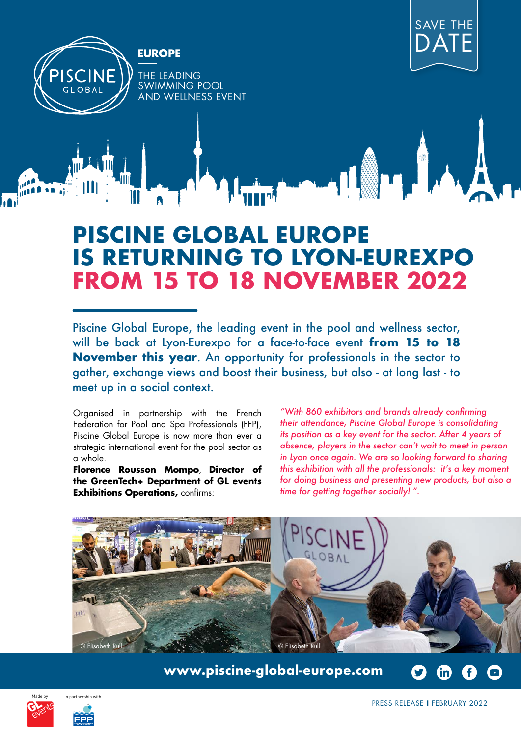PISCINE GLOBAL

**EUROPE**

THE LEADING SWIMMING POOL AND WELLNESS EVENT

SAVE THE DATE

# PISCINE GLOBAL EUROPE IS RETURNING TO LYON-EUREXPO FROM 15 TO 18 NOVEMBER 2022

Piscine Global Europe, the leading event in the pool and wellness sector, will be back at Lyon-Eurexpo for a face-to-face event **from 15 to 18 November this year**. An opportunity for professionals in the sector to gather, exchange views and boost their business, but also - at long last - to meet up in a social context.

Organised in partnership with the French Federation for Pool and Spa Professionals (FFP), Piscine Global Europe is now more than ever a strategic international event for the pool sector as a whole.

**Florence Rousson Mompo**, **Director of the GreenTech+ Department of GL events Exhibitions Operations,** confirms:

*"With 860 exhibitors and brands already confirming their attendance, Piscine Global Europe is consolidating its position as a key event for the sector. After 4 years of absence, players in the sector can't wait to meet in person in Lyon once again. We are so looking forward to sharing this exhibition with all the professionals: it's a key moment for doing business and presenting new products, but also a time for getting together socially! ".*

© Elisabeth Rull

© Elisabeth Rull

**www.piscine-global-europe.com**

Made by GL events

In partnership with: FPP

PRESS RELEASE I FEBRUARY 2022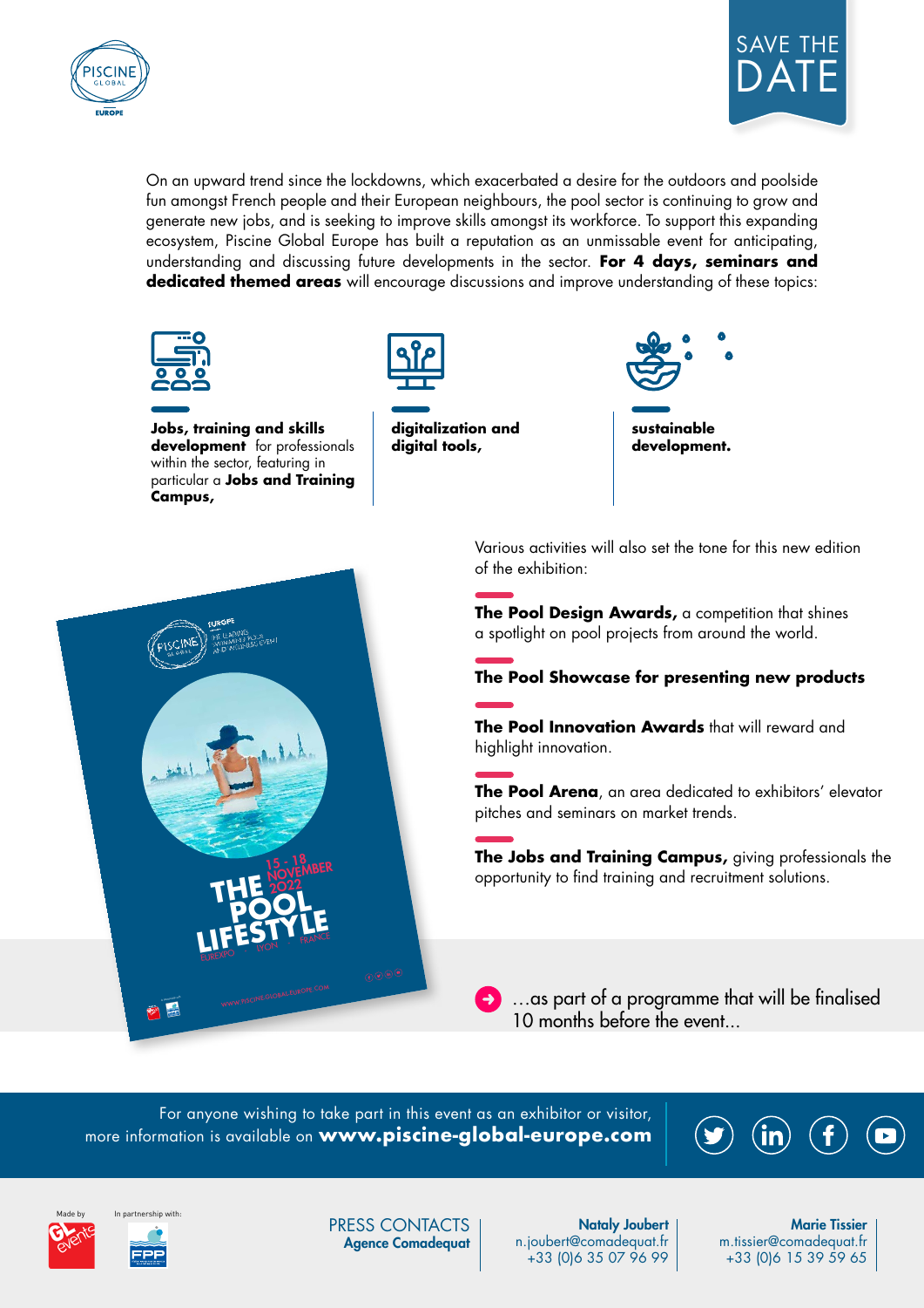PISCINE GLOBAL EUROPE

SAVE THE DATE

On an upward trend since the lockdowns, which exacerbated a desire for the outdoors and poolside fun amongst French people and their European neighbours, the pool sector is continuing to grow and generate new jobs, and is seeking to improve skills amongst its workforce. To support this expanding ecosystem, Piscine Global Europe has built a reputation as an unmissable event for anticipating, understanding and discussing future developments in the sector. **For 4 days, seminars and dedicated themed areas** will encourage discussions and improve understanding of these topics:

- **Jobs, training and skills development** for professionals within the sector, featuring in particular a **Jobs and Training Campus,**
- **digitalization and digital tools,**
- **sustainable development.**

Various activities will also set the tone for this new edition of the exhibition:

**The Pool Design Awards,** a competition that shines a spotlight on pool projects from around the world.

**The Pool Showcase for presenting new products**

**The Pool Innovation Awards** that will reward and highlight innovation.

**The Pool Arena**, an area dedicated to exhibitors' elevator pitches and seminars on market trends.

**The Jobs and Training Campus,** giving professionals the opportunity to find training and recruitment solutions.

...as part of a programme that will be finalised 10 months before the event...

For anyone wishing to take part in this event as an exhibitor or visitor, more information is available on **www.piscine-global-europe.com**

Made by GL events — In partnership with: FPP

PRESS CONTACTS
**Agence Comadequat**

**Nataly Joubert**
n.joubert@comadequat.fr
+33 (0)6 35 07 96 99

**Marie Tissier**
m.tissier@comadequat.fr
+33 (0)6 15 39 59 65